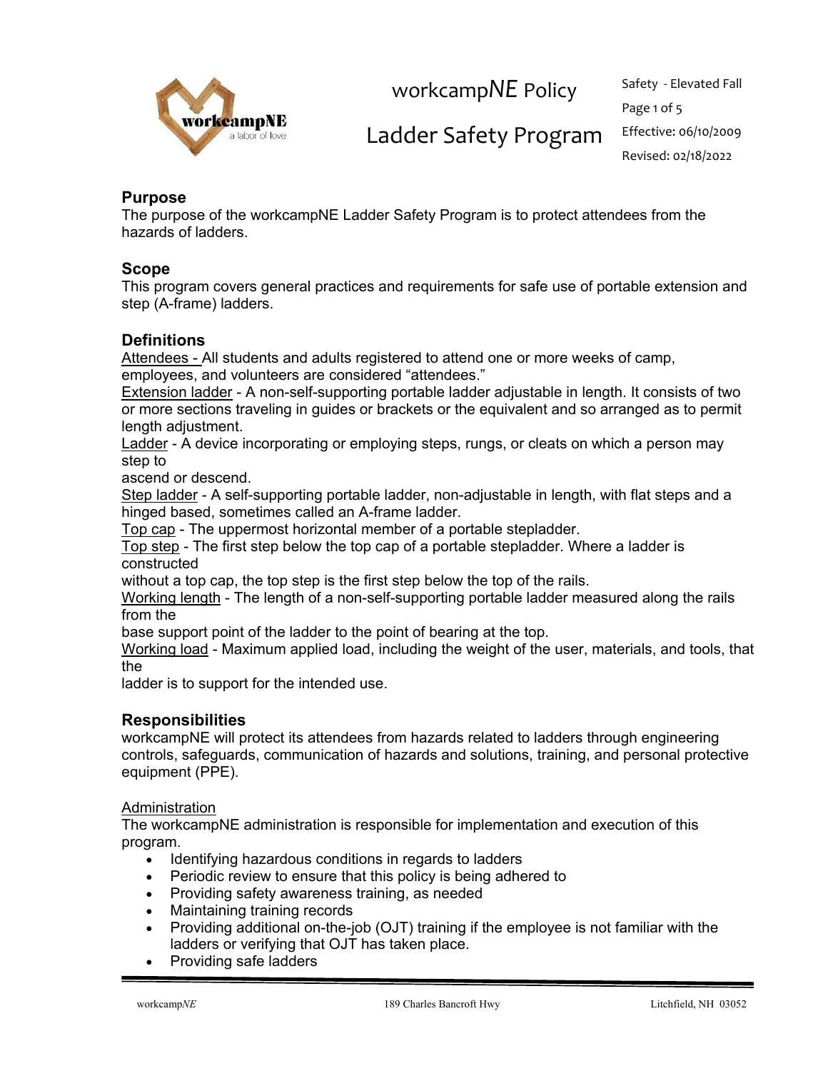# workcamp*NE* Policy

# Ladder Safety Program

Safety - Elevated Fall
Effective: 06/10/2009
Revised: 02/18/2022

## Purpose

The purpose of the workcampNE Ladder Safety Program is to protect attendees from the hazards of ladders.

## Scope

This program covers general practices and requirements for safe use of portable extension and step (A-frame) ladders.

## Definitions

Attendees - All students and adults registered to attend one or more weeks of camp, employees, and volunteers are considered "attendees."
Extension ladder - A non-self-supporting portable ladder adjustable in length. It consists of two or more sections traveling in guides or brackets or the equivalent and so arranged as to permit length adjustment.
Ladder - A device incorporating or employing steps, rungs, or cleats on which a person may step to ascend or descend.
Step ladder - A self-supporting portable ladder, non-adjustable in length, with flat steps and a hinged based, sometimes called an A-frame ladder.
Top cap - The uppermost horizontal member of a portable stepladder.
Top step - The first step below the top cap of a portable stepladder. Where a ladder is constructed without a top cap, the top step is the first step below the top of the rails.
Working length - The length of a non-self-supporting portable ladder measured along the rails from the base support point of the ladder to the point of bearing at the top.
Working load - Maximum applied load, including the weight of the user, materials, and tools, that the ladder is to support for the intended use.

## Responsibilities

workcampNE will protect its attendees from hazards related to ladders through engineering controls, safeguards, communication of hazards and solutions, training, and personal protective equipment (PPE).

### Administration

The workcampNE administration is responsible for implementation and execution of this program.

- Identifying hazardous conditions in regards to ladders
- Periodic review to ensure that this policy is being adhered to
- Providing safety awareness training, as needed
- Maintaining training records
- Providing additional on-the-job (OJT) training if the employee is not familiar with the ladders or verifying that OJT has taken place.
- Providing safe ladders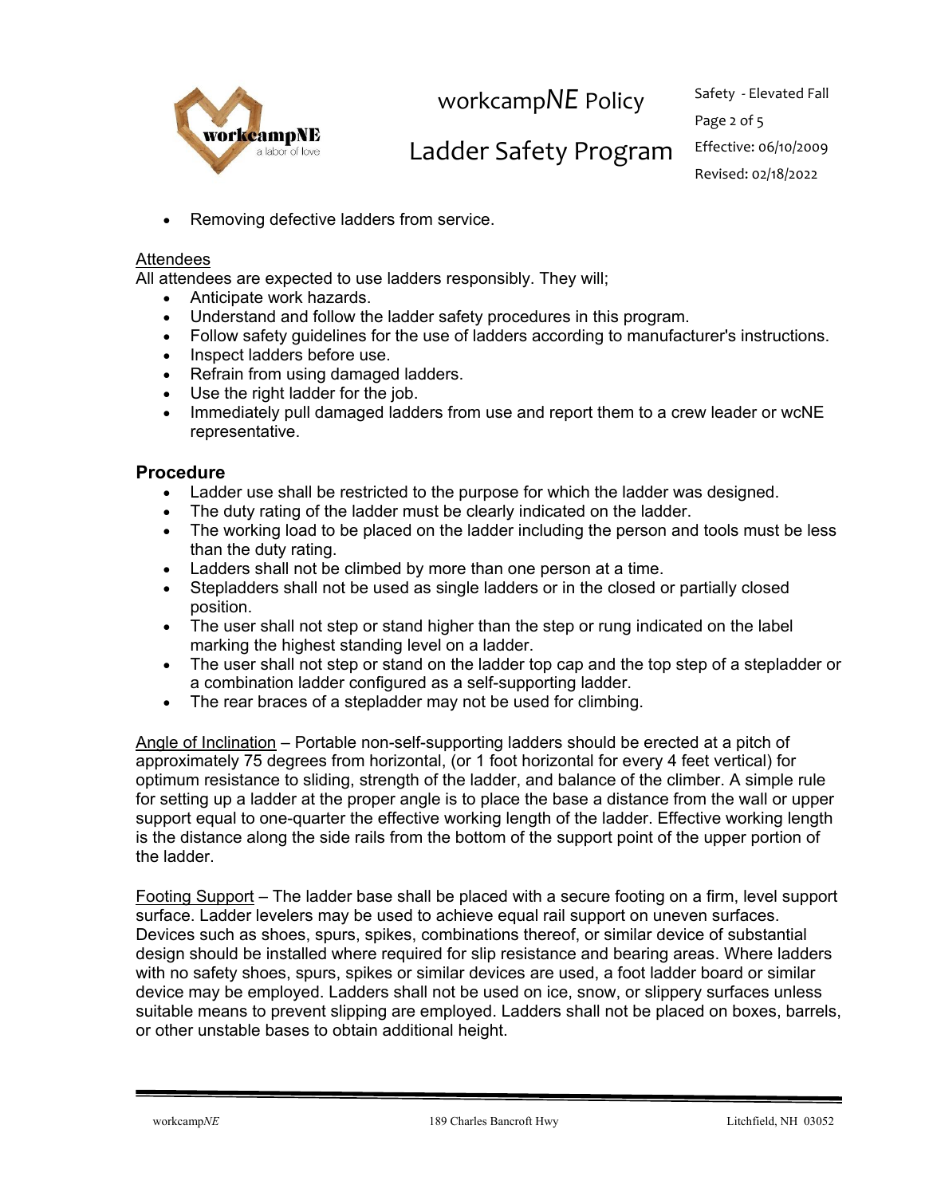- Removing defective ladders from service.

Attendees

All attendees are expected to use ladders responsibly. They will;

- Anticipate work hazards.
- Understand and follow the ladder safety procedures in this program.
- Follow safety guidelines for the use of ladders according to manufacturer's instructions.
- Inspect ladders before use.
- Refrain from using damaged ladders.
- Use the right ladder for the job.
- Immediately pull damaged ladders from use and report them to a crew leader or wcNE representative.

## Procedure

- Ladder use shall be restricted to the purpose for which the ladder was designed.
- The duty rating of the ladder must be clearly indicated on the ladder.
- The working load to be placed on the ladder including the person and tools must be less than the duty rating.
- Ladders shall not be climbed by more than one person at a time.
- Stepladders shall not be used as single ladders or in the closed or partially closed position.
- The user shall not step or stand higher than the step or rung indicated on the label marking the highest standing level on a ladder.
- The user shall not step or stand on the ladder top cap and the top step of a stepladder or a combination ladder configured as a self-supporting ladder.
- The rear braces of a stepladder may not be used for climbing.

Angle of Inclination – Portable non-self-supporting ladders should be erected at a pitch of approximately 75 degrees from horizontal, (or 1 foot horizontal for every 4 feet vertical) for optimum resistance to sliding, strength of the ladder, and balance of the climber. A simple rule for setting up a ladder at the proper angle is to place the base a distance from the wall or upper support equal to one-quarter the effective working length of the ladder. Effective working length is the distance along the side rails from the bottom of the support point of the upper portion of the ladder.

Footing Support – The ladder base shall be placed with a secure footing on a firm, level support surface. Ladder levelers may be used to achieve equal rail support on uneven surfaces. Devices such as shoes, spurs, spikes, combinations thereof, or similar device of substantial design should be installed where required for slip resistance and bearing areas. Where ladders with no safety shoes, spurs, spikes or similar devices are used, a foot ladder board or similar device may be employed. Ladders shall not be used on ice, snow, or slippery surfaces unless suitable means to prevent slipping are employed. Ladders shall not be placed on boxes, barrels, or other unstable bases to obtain additional height.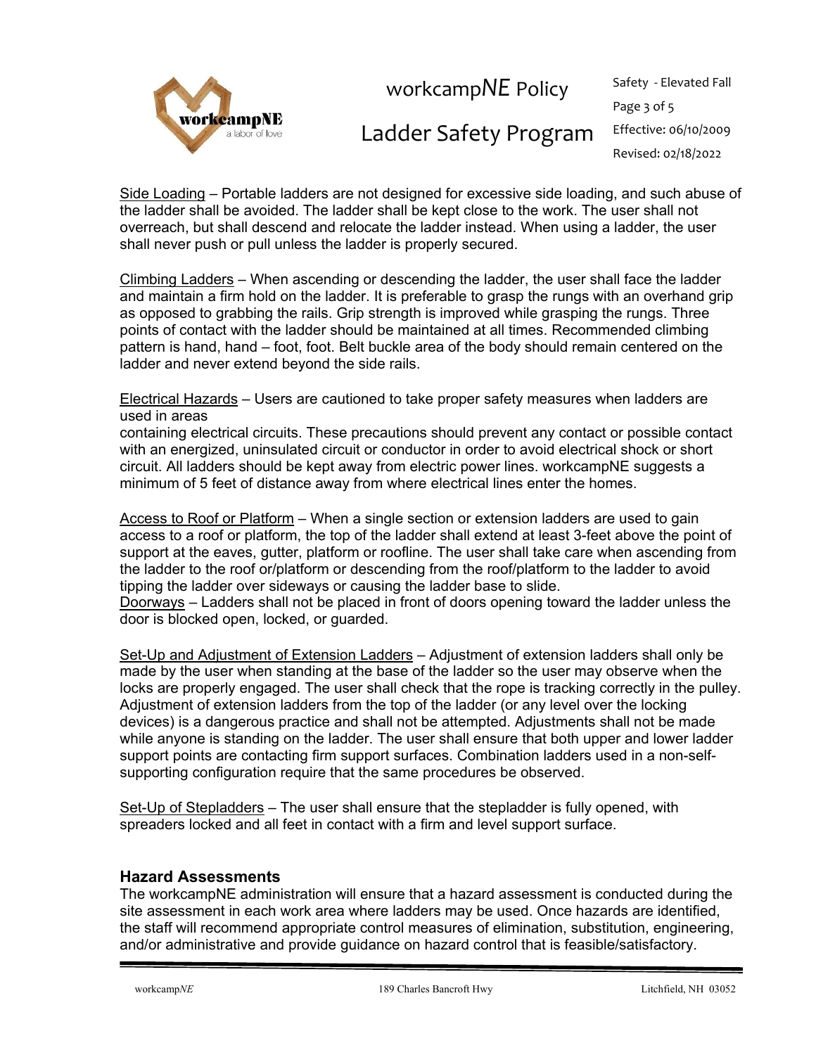Side Loading – Portable ladders are not designed for excessive side loading, and such abuse of the ladder shall be avoided. The ladder shall be kept close to the work. The user shall not overreach, but shall descend and relocate the ladder instead. When using a ladder, the user shall never push or pull unless the ladder is properly secured.

Climbing Ladders – When ascending or descending the ladder, the user shall face the ladder and maintain a firm hold on the ladder. It is preferable to grasp the rungs with an overhand grip as opposed to grabbing the rails. Grip strength is improved while grasping the rungs. Three points of contact with the ladder should be maintained at all times. Recommended climbing pattern is hand, hand – foot, foot. Belt buckle area of the body should remain centered on the ladder and never extend beyond the side rails.

Electrical Hazards – Users are cautioned to take proper safety measures when ladders are used in areas
containing electrical circuits. These precautions should prevent any contact or possible contact with an energized, uninsulated circuit or conductor in order to avoid electrical shock or short circuit. All ladders should be kept away from electric power lines. workcampNE suggests a minimum of 5 feet of distance away from where electrical lines enter the homes.

Access to Roof or Platform – When a single section or extension ladders are used to gain access to a roof or platform, the top of the ladder shall extend at least 3-feet above the point of support at the eaves, gutter, platform or roofline. The user shall take care when ascending from the ladder to the roof or/platform or descending from the roof/platform to the ladder to avoid tipping the ladder over sideways or causing the ladder base to slide.
Doorways – Ladders shall not be placed in front of doors opening toward the ladder unless the door is blocked open, locked, or guarded.

Set-Up and Adjustment of Extension Ladders – Adjustment of extension ladders shall only be made by the user when standing at the base of the ladder so the user may observe when the locks are properly engaged. The user shall check that the rope is tracking correctly in the pulley. Adjustment of extension ladders from the top of the ladder (or any level over the locking devices) is a dangerous practice and shall not be attempted. Adjustments shall not be made while anyone is standing on the ladder. The user shall ensure that both upper and lower ladder support points are contacting firm support surfaces. Combination ladders used in a non-self-supporting configuration require that the same procedures be observed.

Set-Up of Stepladders – The user shall ensure that the stepladder is fully opened, with spreaders locked and all feet in contact with a firm and level support surface.

## Hazard Assessments

The workcampNE administration will ensure that a hazard assessment is conducted during the site assessment in each work area where ladders may be used. Once hazards are identified, the staff will recommend appropriate control measures of elimination, substitution, engineering, and/or administrative and provide guidance on hazard control that is feasible/satisfactory.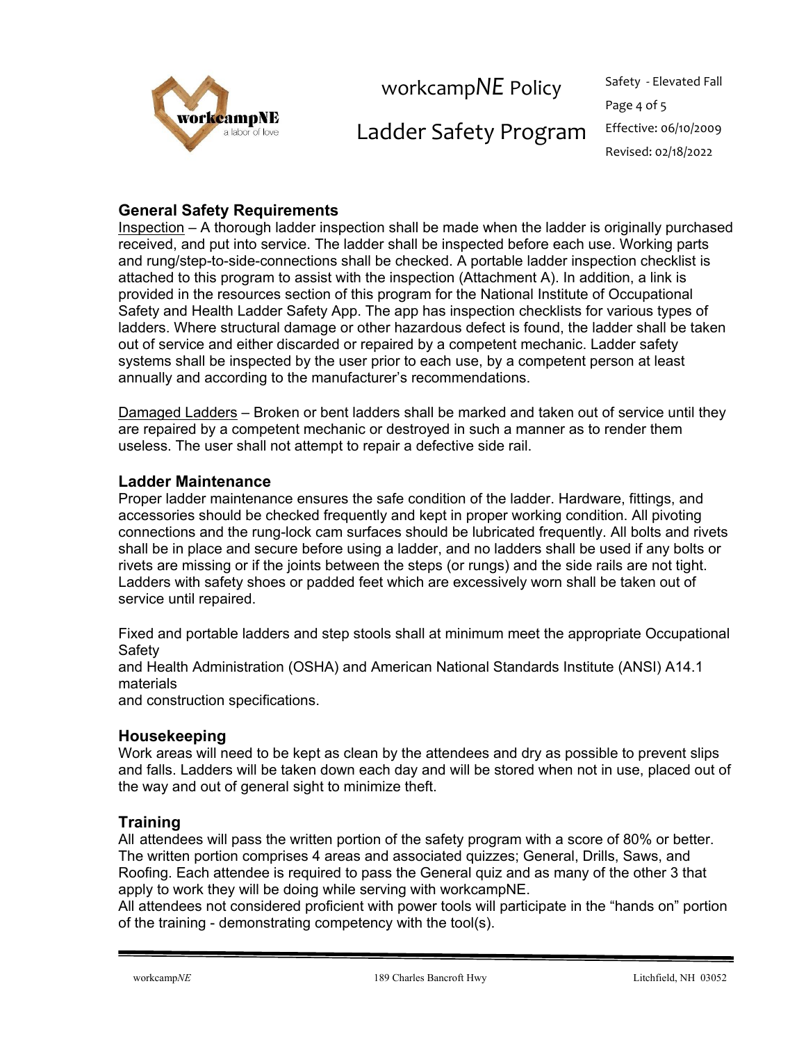## General Safety Requirements

Inspection – A thorough ladder inspection shall be made when the ladder is originally purchased received, and put into service. The ladder shall be inspected before each use. Working parts and rung/step-to-side-connections shall be checked. A portable ladder inspection checklist is attached to this program to assist with the inspection (Attachment A). In addition, a link is provided in the resources section of this program for the National Institute of Occupational Safety and Health Ladder Safety App. The app has inspection checklists for various types of ladders. Where structural damage or other hazardous defect is found, the ladder shall be taken out of service and either discarded or repaired by a competent mechanic. Ladder safety systems shall be inspected by the user prior to each use, by a competent person at least annually and according to the manufacturer's recommendations.

Damaged Ladders – Broken or bent ladders shall be marked and taken out of service until they are repaired by a competent mechanic or destroyed in such a manner as to render them useless. The user shall not attempt to repair a defective side rail.

## Ladder Maintenance

Proper ladder maintenance ensures the safe condition of the ladder. Hardware, fittings, and accessories should be checked frequently and kept in proper working condition. All pivoting connections and the rung-lock cam surfaces should be lubricated frequently. All bolts and rivets shall be in place and secure before using a ladder, and no ladders shall be used if any bolts or rivets are missing or if the joints between the steps (or rungs) and the side rails are not tight. Ladders with safety shoes or padded feet which are excessively worn shall be taken out of service until repaired.

Fixed and portable ladders and step stools shall at minimum meet the appropriate Occupational Safety and Health Administration (OSHA) and American National Standards Institute (ANSI) A14.1 materials and construction specifications.

## Housekeeping

Work areas will need to be kept as clean by the attendees and dry as possible to prevent slips and falls. Ladders will be taken down each day and will be stored when not in use, placed out of the way and out of general sight to minimize theft.

## Training

All attendees will pass the written portion of the safety program with a score of 80% or better. The written portion comprises 4 areas and associated quizzes; General, Drills, Saws, and Roofing. Each attendee is required to pass the General quiz and as many of the other 3 that apply to work they will be doing while serving with workcampNE.

All attendees not considered proficient with power tools will participate in the "hands on" portion of the training - demonstrating competency with the tool(s).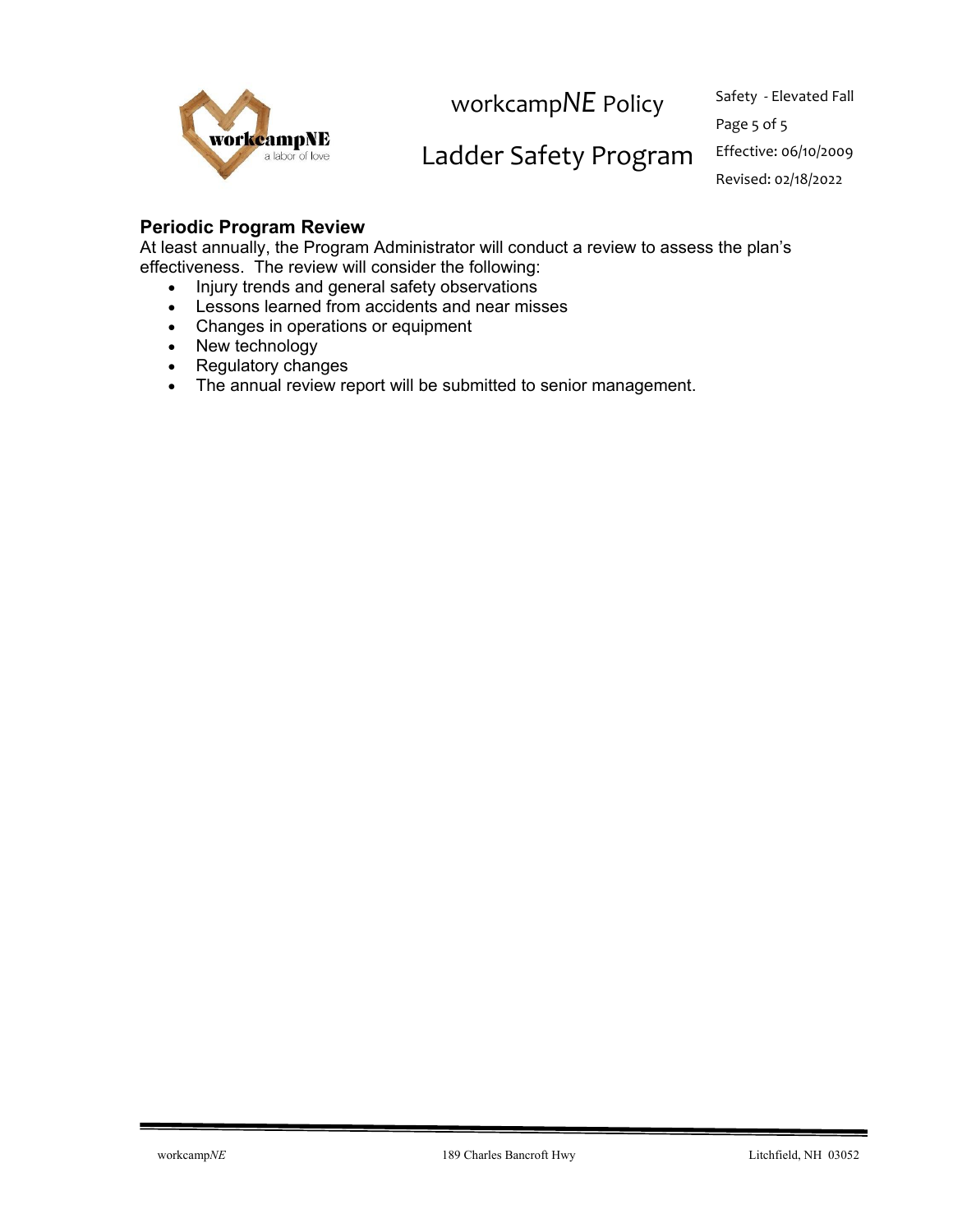## Periodic Program Review

At least annually, the Program Administrator will conduct a review to assess the plan's effectiveness. The review will consider the following:

- Injury trends and general safety observations
- Lessons learned from accidents and near misses
- Changes in operations or equipment
- New technology
- Regulatory changes
- The annual review report will be submitted to senior management.